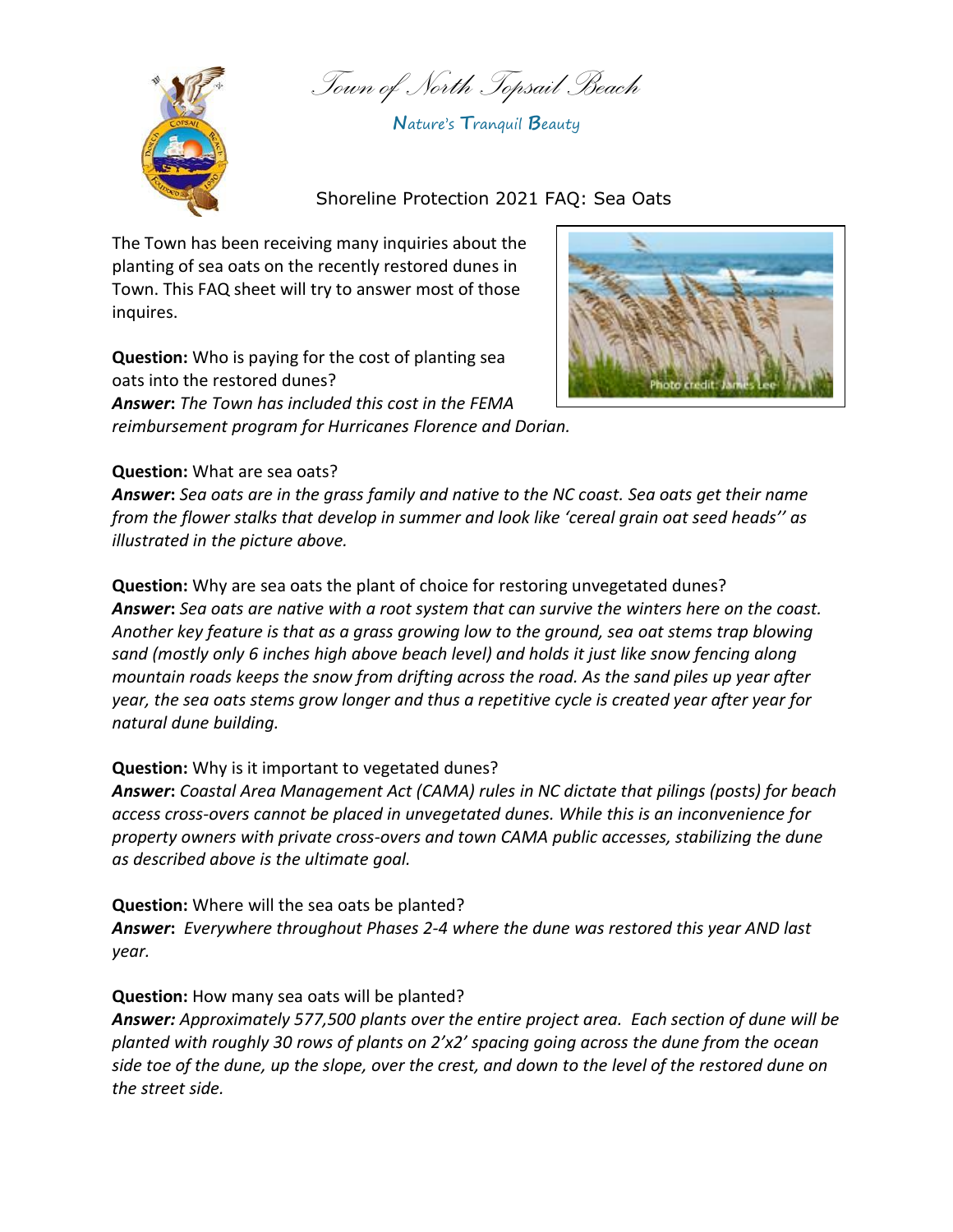# Town of North Topsail Beach

Nature's Tranquil Beauty

## Shoreline Protection 2021 FAQ: Sea Oats

The Town has been receiving many inquiries about the planting of sea oats on the recently restored dunes in Town. This FAQ sheet will try to answer most of those inquires.

Photo credit: James Lee

**Question:** Who is paying for the cost of planting sea oats into the restored dunes?
***Answer:*** *The Town has included this cost in the FEMA reimbursement program for Hurricanes Florence and Dorian.*

**Question:** What are sea oats?
***Answer:*** *Sea oats are in the grass family and native to the NC coast. Sea oats get their name from the flower stalks that develop in summer and look like 'cereal grain oat seed heads'' as illustrated in the picture above.*

**Question:** Why are sea oats the plant of choice for restoring unvegetated dunes?
***Answer:*** *Sea oats are native with a root system that can survive the winters here on the coast. Another key feature is that as a grass growing low to the ground, sea oat stems trap blowing sand (mostly only 6 inches high above beach level) and holds it just like snow fencing along mountain roads keeps the snow from drifting across the road. As the sand piles up year after year, the sea oats stems grow longer and thus a repetitive cycle is created year after year for natural dune building.*

**Question:** Why is it important to vegetated dunes?
***Answer:*** *Coastal Area Management Act (CAMA) rules in NC dictate that pilings (posts) for beach access cross-overs cannot be placed in unvegetated dunes. While this is an inconvenience for property owners with private cross-overs and town CAMA public accesses, stabilizing the dune as described above is the ultimate goal.*

**Question:** Where will the sea oats be planted?
***Answer:*** *Everywhere throughout Phases 2-4 where the dune was restored this year AND last year.*

**Question:** How many sea oats will be planted?
***Answer:*** *Approximately 577,500 plants over the entire project area. Each section of dune will be planted with roughly 30 rows of plants on 2'x2' spacing going across the dune from the ocean side toe of the dune, up the slope, over the crest, and down to the level of the restored dune on the street side.*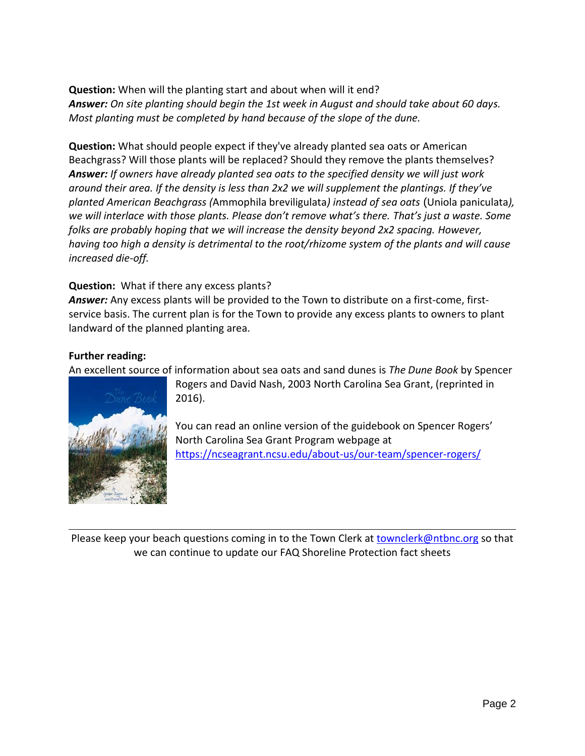**Question:** When will the planting start and about when will it end?
***Answer:*** *On site planting should begin the 1st week in August and should take about 60 days. Most planting must be completed by hand because of the slope of the dune.*

**Question:** What should people expect if they've already planted sea oats or American Beachgrass? Will those plants will be replaced? Should they remove the plants themselves?
***Answer:*** *If owners have already planted sea oats to the specified density we will just work around their area. If the density is less than 2x2 we will supplement the plantings. If they've planted American Beachgrass (*Ammophila breviligulata*) instead of sea oats* (Uniola paniculata)*, we will interlace with those plants. Please don't remove what's there. That's just a waste. Some folks are probably hoping that we will increase the density beyond 2x2 spacing. However, having too high a density is detrimental to the root/rhizome system of the plants and will cause increased die-off.*

**Question:** What if there any excess plants?
***Answer:*** Any excess plants will be provided to the Town to distribute on a first-come, first-service basis. The current plan is for the Town to provide any excess plants to owners to plant landward of the planned planting area.

**Further reading:**
An excellent source of information about sea oats and sand dunes is *The Dune Book* by Spencer Rogers and David Nash, 2003 North Carolina Sea Grant, (reprinted in 2016).

You can read an online version of the guidebook on Spencer Rogers' North Carolina Sea Grant Program webpage at https://ncseagrant.ncsu.edu/about-us/our-team/spencer-rogers/

---

Please keep your beach questions coming in to the Town Clerk at townclerk@ntbnc.org so that we can continue to update our FAQ Shoreline Protection fact sheets